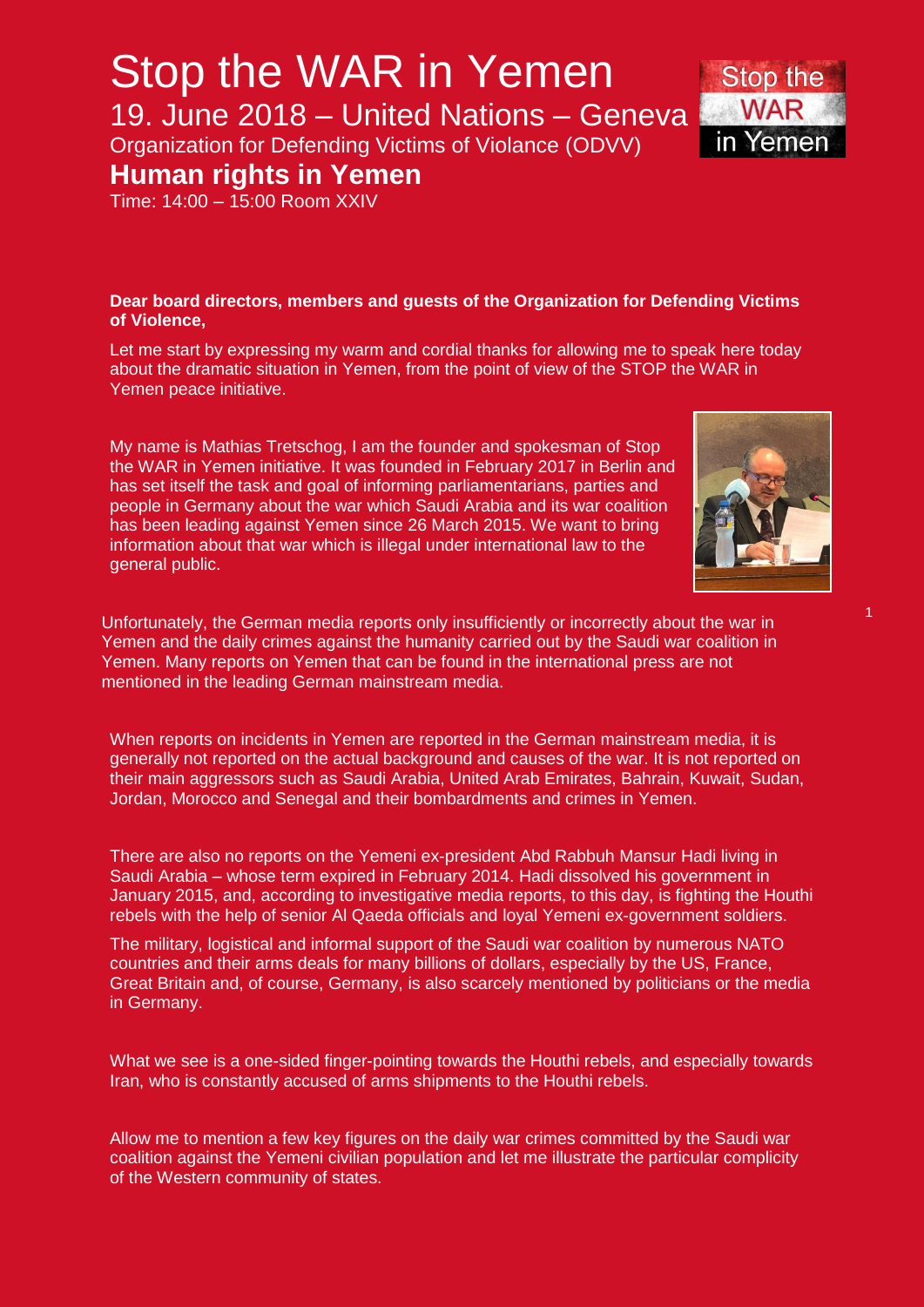# Stop the WAR in Yemen

## 19. June 2018 – United Nations – Geneva

### Organization for Defending Victims of Violance (ODVV)

## **Human rights in Yemen**

Time: 14:00 – 15:00 Room XXIV

**Dear board directors, members and guests of the Organization for Defending Victims of Violence,**

Let me start by expressing my warm and cordial thanks for allowing me to speak here today about the dramatic situation in Yemen, from the point of view of the STOP the WAR in Yemen peace initiative.

My name is Mathias Tretschog, I am the founder and spokesman of Stop the WAR in Yemen initiative. It was founded in February 2017 in Berlin and has set itself the task and goal of informing parliamentarians, parties and people in Germany about the war which Saudi Arabia and its war coalition has been leading against Yemen since 26 March 2015. We want to bring information about that war which is illegal under international law to the general public.

Unfortunately, the German media reports only insufficiently or incorrectly about the war in Yemen and the daily crimes against the humanity carried out by the Saudi war coalition in Yemen. Many reports on Yemen that can be found in the international press are not mentioned in the leading German mainstream media.

When reports on incidents in Yemen are reported in the German mainstream media, it is generally not reported on the actual background and causes of the war. It is not reported on their main aggressors such as Saudi Arabia, United Arab Emirates, Bahrain, Kuwait, Sudan, Jordan, Morocco and Senegal and their bombardments and crimes in Yemen.

There are also no reports on the Yemeni ex-president Abd Rabbuh Mansur Hadi living in Saudi Arabia – whose term expired in February 2014. Hadi dissolved his government in January 2015, and, according to investigative media reports, to this day, is fighting the Houthi rebels with the help of senior Al Qaeda officials and loyal Yemeni ex-government soldiers.

The military, logistical and informal support of the Saudi war coalition by numerous NATO countries and their arms deals for many billions of dollars, especially by the US, France, Great Britain and, of course, Germany, is also scarcely mentioned by politicians or the media in Germany.

What we see is a one-sided finger-pointing towards the Houthi rebels, and especially towards Iran, who is constantly accused of arms shipments to the Houthi rebels.

Allow me to mention a few key figures on the daily war crimes committed by the Saudi war coalition against the Yemeni civilian population and let me illustrate the particular complicity of the Western community of states.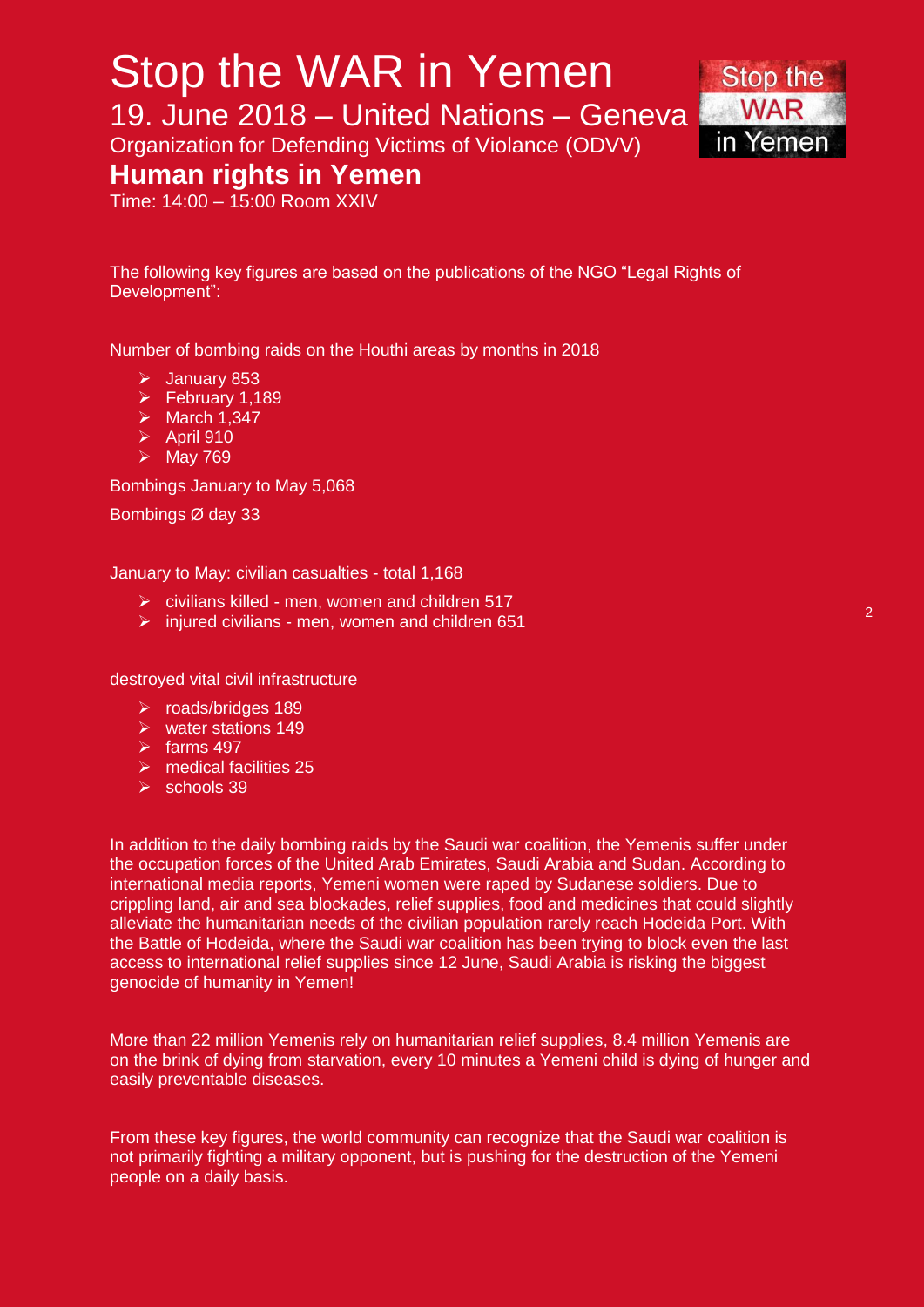# Stop the WAR in Yemen

## 19. June 2018 – United Nations – Geneva

Organization for Defending Victims of Violance (ODVV)

## Human rights in Yemen

Time: 14:00 – 15:00 Room XXIV

The following key figures are based on the publications of the NGO "Legal Rights of Development":

Number of bombing raids on the Houthi areas by months in 2018

- January 853
- February 1,189
- March 1,347
- April 910
- May 769

Bombings January to May 5,068

Bombings Ø day 33

January to May: civilian casualties - total 1,168

- civilians killed - men, women and children 517
- injured civilians - men, women and children 651

destroyed vital civil infrastructure

- roads/bridges 189
- water stations 149
- farms 497
- medical facilities 25
- schools 39

In addition to the daily bombing raids by the Saudi war coalition, the Yemenis suffer under the occupation forces of the United Arab Emirates, Saudi Arabia and Sudan. According to international media reports, Yemeni women were raped by Sudanese soldiers. Due to crippling land, air and sea blockades, relief supplies, food and medicines that could slightly alleviate the humanitarian needs of the civilian population rarely reach Hodeida Port. With the Battle of Hodeida, where the Saudi war coalition has been trying to block even the last access to international relief supplies since 12 June, Saudi Arabia is risking the biggest genocide of humanity in Yemen!

More than 22 million Yemenis rely on humanitarian relief supplies, 8.4 million Yemenis are on the brink of dying from starvation, every 10 minutes a Yemeni child is dying of hunger and easily preventable diseases.

From these key figures, the world community can recognize that the Saudi war coalition is not primarily fighting a military opponent, but is pushing for the destruction of the Yemeni people on a daily basis.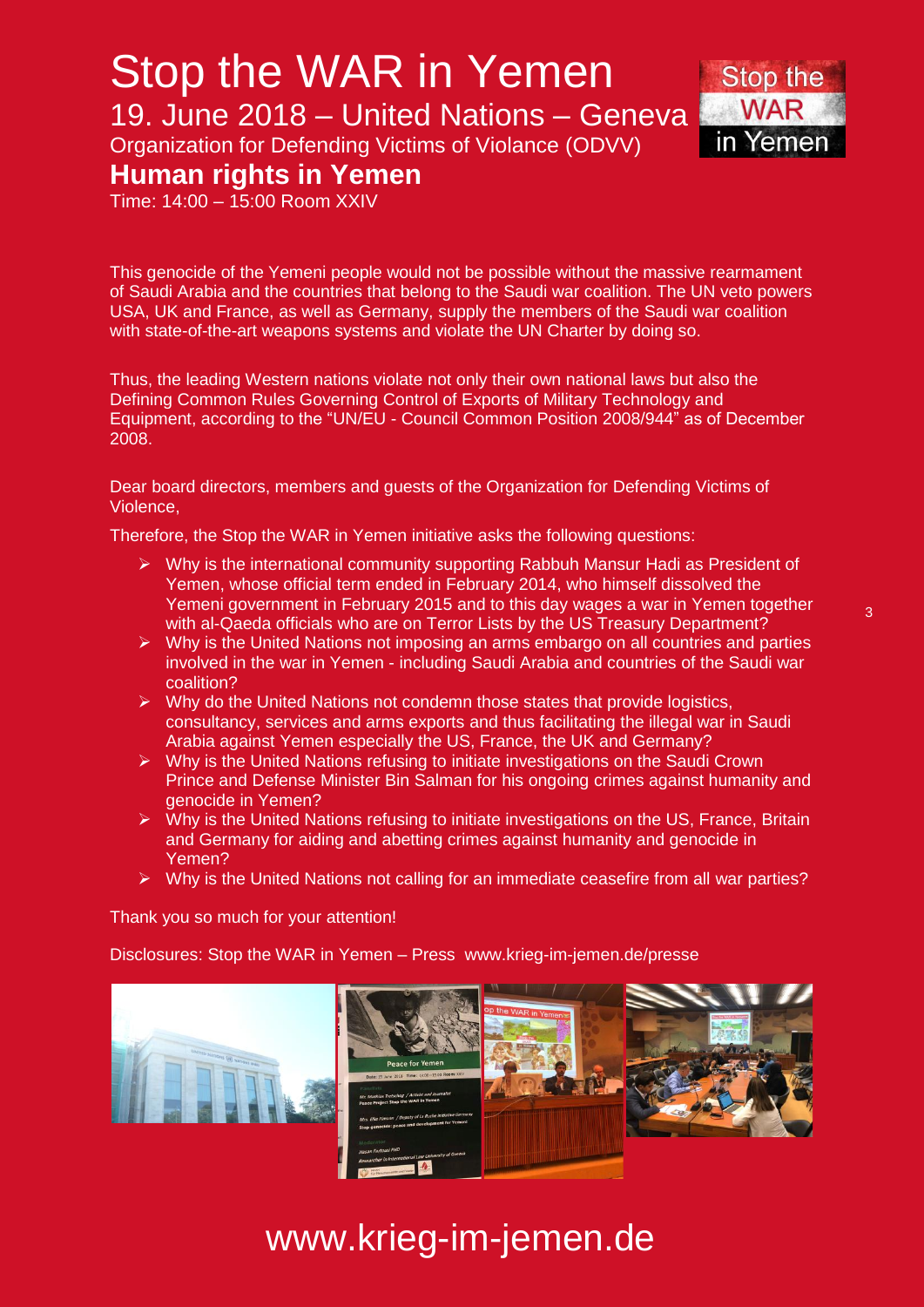# Stop the WAR in Yemen

## 19. June 2018 – United Nations – Geneva

Organization for Defending Victims of Violance (ODVV)

## **Human rights in Yemen**

Time: 14:00 – 15:00 Room XXIV

This genocide of the Yemeni people would not be possible without the massive rearmament of Saudi Arabia and the countries that belong to the Saudi war coalition. The UN veto powers USA, UK and France, as well as Germany, supply the members of the Saudi war coalition with state-of-the-art weapons systems and violate the UN Charter by doing so.

Thus, the leading Western nations violate not only their own national laws but also the Defining Common Rules Governing Control of Exports of Military Technology and Equipment, according to the "UN/EU - Council Common Position 2008/944" as of December 2008.

Dear board directors, members and guests of the Organization for Defending Victims of Violence,

Therefore, the Stop the WAR in Yemen initiative asks the following questions:

- Why is the international community supporting Rabbuh Mansur Hadi as President of Yemen, whose official term ended in February 2014, who himself dissolved the Yemeni government in February 2015 and to this day wages a war in Yemen together with al-Qaeda officials who are on Terror Lists by the US Treasury Department?
- Why is the United Nations not imposing an arms embargo on all countries and parties involved in the war in Yemen - including Saudi Arabia and countries of the Saudi war coalition?
- Why do the United Nations not condemn those states that provide logistics, consultancy, services and arms exports and thus facilitating the illegal war in Saudi Arabia against Yemen especially the US, France, the UK and Germany?
- Why is the United Nations refusing to initiate investigations on the Saudi Crown Prince and Defense Minister Bin Salman for his ongoing crimes against humanity and genocide in Yemen?
- Why is the United Nations refusing to initiate investigations on the US, France, Britain and Germany for aiding and abetting crimes against humanity and genocide in Yemen?
- Why is the United Nations not calling for an immediate ceasefire from all war parties?

Thank you so much for your attention!

Disclosures: Stop the WAR in Yemen – Press www.krieg-im-jemen.de/presse

www.krieg-im-jemen.de